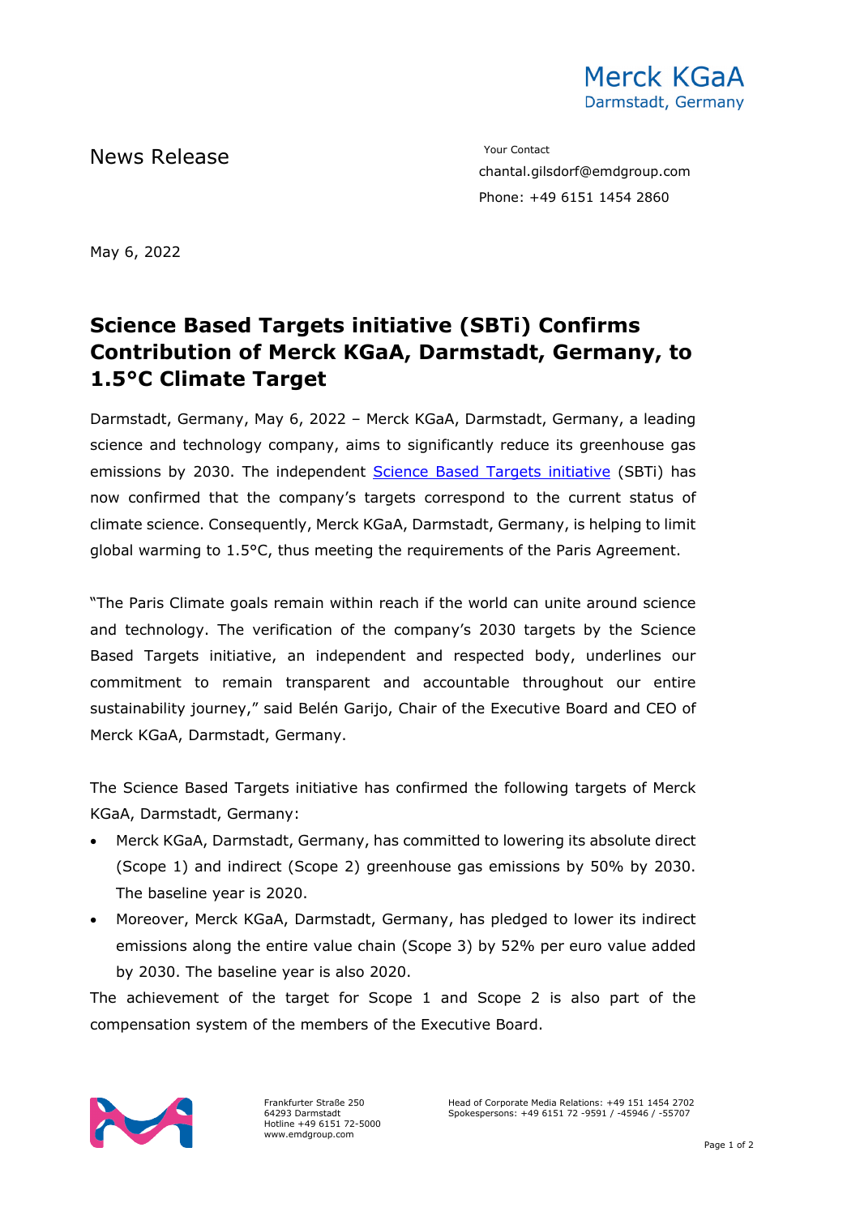Merck KGaA
Darmstadt, Germany

News Release

Your Contact
chantal.gilsdorf@emdgroup.com
Phone: +49 6151 1454 2860

May 6, 2022

# Science Based Targets initiative (SBTi) Confirms Contribution of Merck KGaA, Darmstadt, Germany, to 1.5°C Climate Target

Darmstadt, Germany, May 6, 2022 – Merck KGaA, Darmstadt, Germany, a leading science and technology company, aims to significantly reduce its greenhouse gas emissions by 2030. The independent Science Based Targets initiative (SBTi) has now confirmed that the company's targets correspond to the current status of climate science. Consequently, Merck KGaA, Darmstadt, Germany, is helping to limit global warming to 1.5°C, thus meeting the requirements of the Paris Agreement.

"The Paris Climate goals remain within reach if the world can unite around science and technology. The verification of the company's 2030 targets by the Science Based Targets initiative, an independent and respected body, underlines our commitment to remain transparent and accountable throughout our entire sustainability journey," said Belén Garijo, Chair of the Executive Board and CEO of Merck KGaA, Darmstadt, Germany.

The Science Based Targets initiative has confirmed the following targets of Merck KGaA, Darmstadt, Germany:

- Merck KGaA, Darmstadt, Germany, has committed to lowering its absolute direct (Scope 1) and indirect (Scope 2) greenhouse gas emissions by 50% by 2030. The baseline year is 2020.
- Moreover, Merck KGaA, Darmstadt, Germany, has pledged to lower its indirect emissions along the entire value chain (Scope 3) by 52% per euro value added by 2030. The baseline year is also 2020.

The achievement of the target for Scope 1 and Scope 2 is also part of the compensation system of the members of the Executive Board.

Frankfurter Straße 250
64293 Darmstadt
Hotline +49 6151 72-5000
www.emdgroup.com

Head of Corporate Media Relations: +49 151 1454 2702
Spokespersons: +49 6151 72 -9591 / -45946 / -55707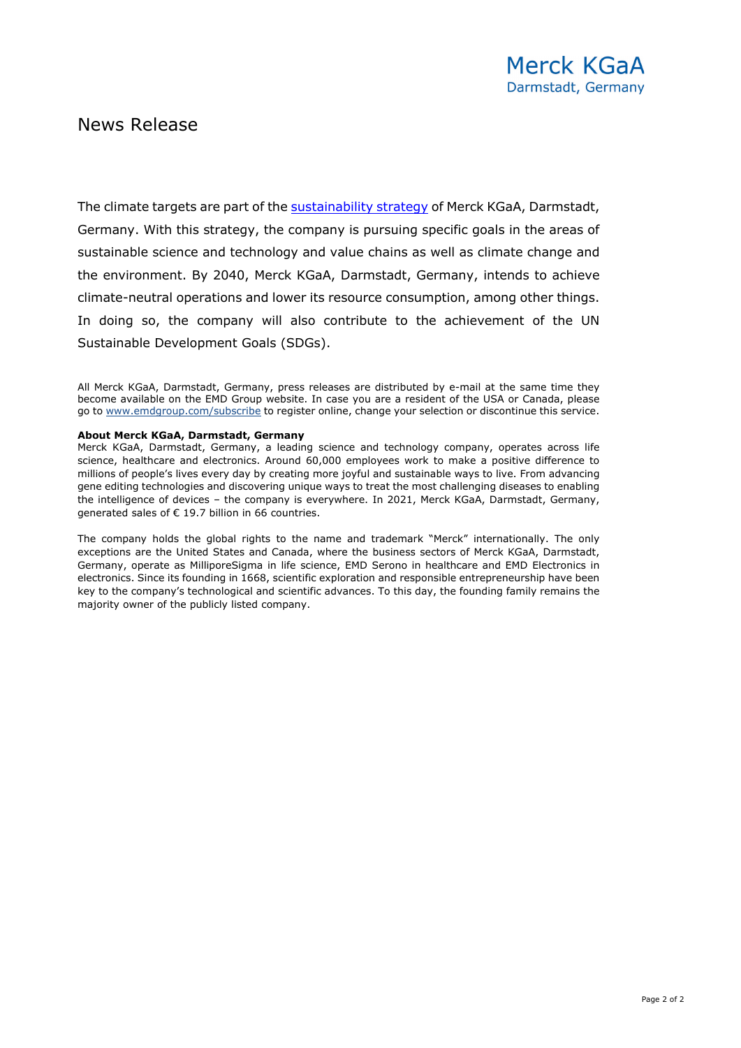The climate targets are part of the sustainability strategy of Merck KGaA, Darmstadt, Germany. With this strategy, the company is pursuing specific goals in the areas of sustainable science and technology and value chains as well as climate change and the environment. By 2040, Merck KGaA, Darmstadt, Germany, intends to achieve climate-neutral operations and lower its resource consumption, among other things. In doing so, the company will also contribute to the achievement of the UN Sustainable Development Goals (SDGs).

All Merck KGaA, Darmstadt, Germany, press releases are distributed by e-mail at the same time they become available on the EMD Group website. In case you are a resident of the USA or Canada, please go to www.emdgroup.com/subscribe to register online, change your selection or discontinue this service.

**About Merck KGaA, Darmstadt, Germany**
Merck KGaA, Darmstadt, Germany, a leading science and technology company, operates across life science, healthcare and electronics. Around 60,000 employees work to make a positive difference to millions of people's lives every day by creating more joyful and sustainable ways to live. From advancing gene editing technologies and discovering unique ways to treat the most challenging diseases to enabling the intelligence of devices – the company is everywhere. In 2021, Merck KGaA, Darmstadt, Germany, generated sales of € 19.7 billion in 66 countries.

The company holds the global rights to the name and trademark "Merck" internationally. The only exceptions are the United States and Canada, where the business sectors of Merck KGaA, Darmstadt, Germany, operate as MilliporeSigma in life science, EMD Serono in healthcare and EMD Electronics in electronics. Since its founding in 1668, scientific exploration and responsible entrepreneurship have been key to the company's technological and scientific advances. To this day, the founding family remains the majority owner of the publicly listed company.